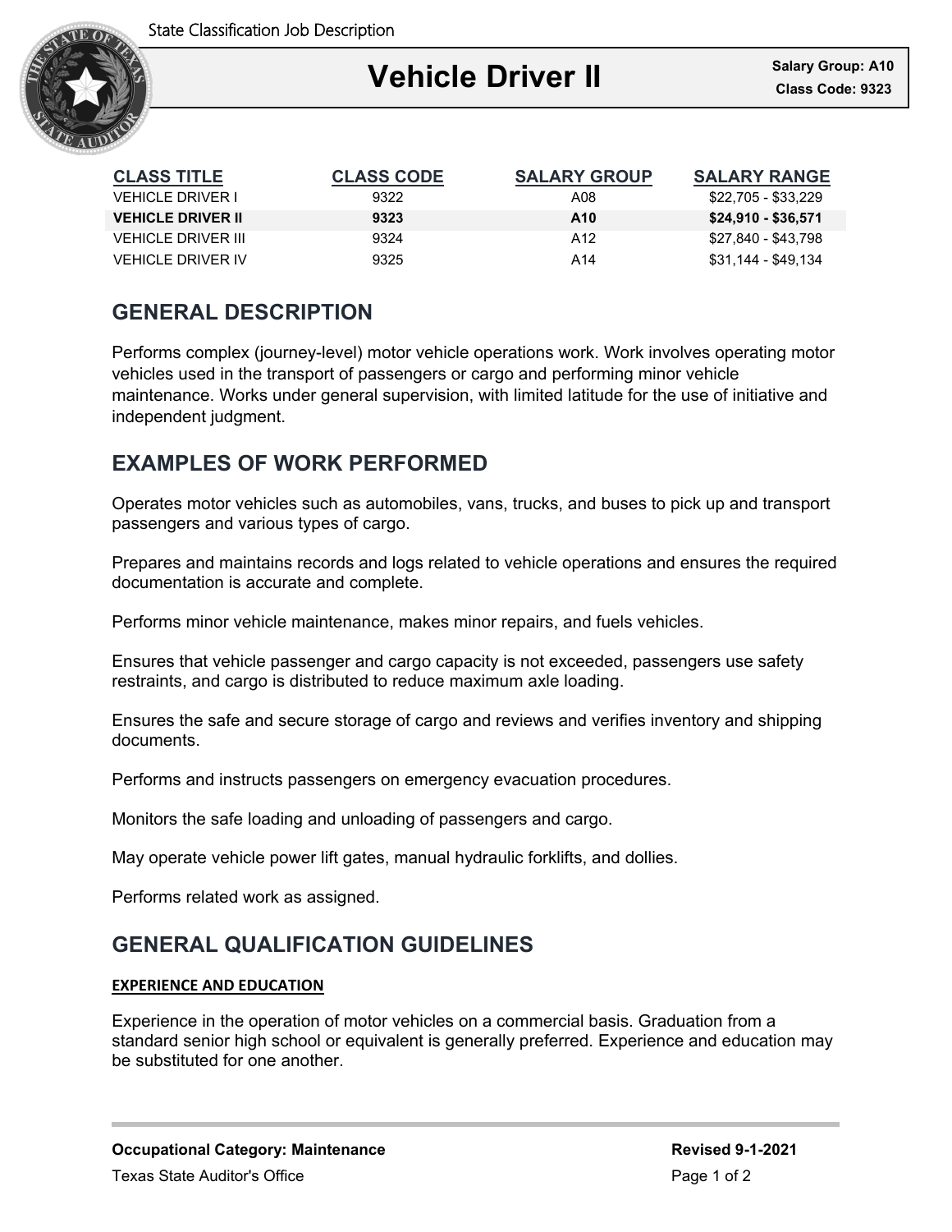State Classification Job Description

# Vehicle Driver II

**Salary Group: A10**
**Class Code: 9323**

| CLASS TITLE | CLASS CODE | SALARY GROUP | SALARY RANGE |
|---|---|---|---|
| VEHICLE DRIVER I | 9322 | A08 | $22,705 - $33,229 |
| **VEHICLE DRIVER II** | **9323** | **A10** | **$24,910 - $36,571** |
| VEHICLE DRIVER III | 9324 | A12 | $27,840 - $43,798 |
| VEHICLE DRIVER IV | 9325 | A14 | $31,144 - $49,134 |

## GENERAL DESCRIPTION

Performs complex (journey-level) motor vehicle operations work. Work involves operating motor vehicles used in the transport of passengers or cargo and performing minor vehicle maintenance. Works under general supervision, with limited latitude for the use of initiative and independent judgment.

## EXAMPLES OF WORK PERFORMED

Operates motor vehicles such as automobiles, vans, trucks, and buses to pick up and transport passengers and various types of cargo.

Prepares and maintains records and logs related to vehicle operations and ensures the required documentation is accurate and complete.

Performs minor vehicle maintenance, makes minor repairs, and fuels vehicles.

Ensures that vehicle passenger and cargo capacity is not exceeded, passengers use safety restraints, and cargo is distributed to reduce maximum axle loading.

Ensures the safe and secure storage of cargo and reviews and verifies inventory and shipping documents.

Performs and instructs passengers on emergency evacuation procedures.

Monitors the safe loading and unloading of passengers and cargo.

May operate vehicle power lift gates, manual hydraulic forklifts, and dollies.

Performs related work as assigned.

## GENERAL QUALIFICATION GUIDELINES

### EXPERIENCE AND EDUCATION

Experience in the operation of motor vehicles on a commercial basis. Graduation from a standard senior high school or equivalent is generally preferred. Experience and education may be substituted for one another.

**Occupational Category: Maintenance** **Revised 9-1-2021**

Texas State Auditor's Office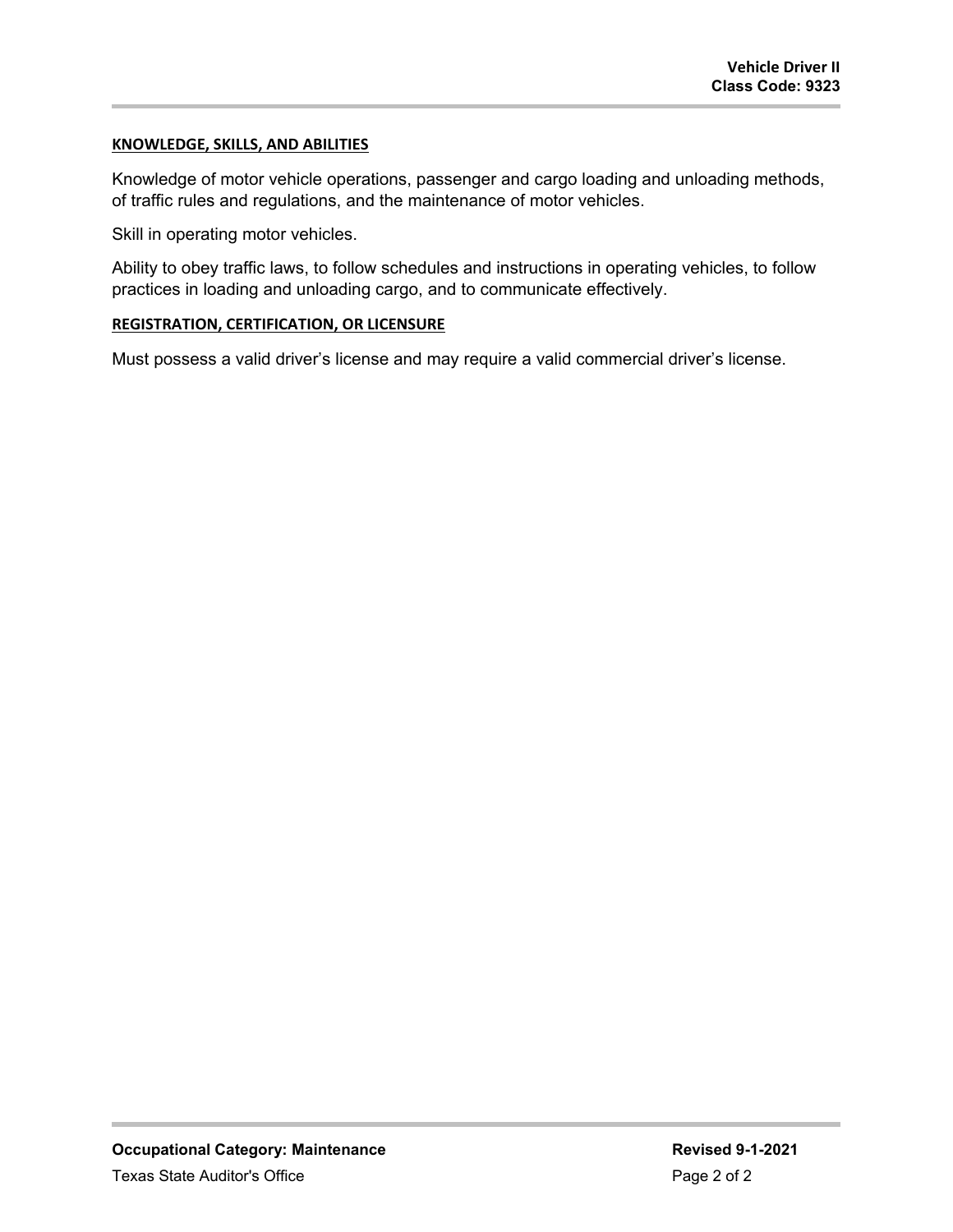## KNOWLEDGE, SKILLS, AND ABILITIES

Knowledge of motor vehicle operations, passenger and cargo loading and unloading methods, of traffic rules and regulations, and the maintenance of motor vehicles.

Skill in operating motor vehicles.

Ability to obey traffic laws, to follow schedules and instructions in operating vehicles, to follow practices in loading and unloading cargo, and to communicate effectively.

## REGISTRATION, CERTIFICATION, OR LICENSURE

Must possess a valid driver's license and may require a valid commercial driver's license.